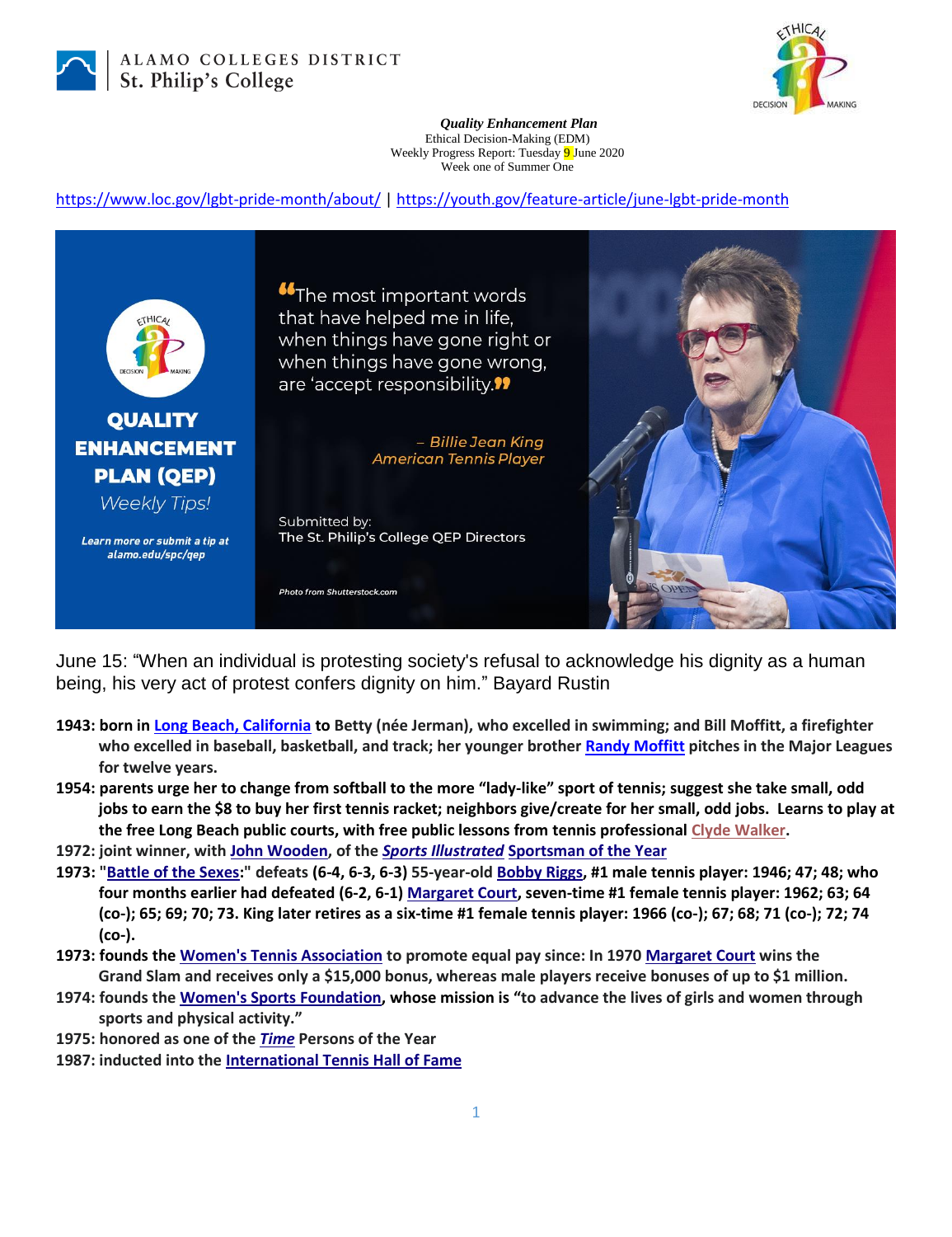ALAMO COLLEGES DISTRICT
St. Philip's College

***Quality Enhancement Plan***
Ethical Decision-Making (EDM)
Weekly Progress Report: Tuesday 9 June 2020
Week one of Summer One

https://www.loc.gov/lgbt-pride-month/about/ | https://youth.gov/feature-article/june-lgbt-pride-month

**QUALITY ENHANCEMENT PLAN (QEP)**
*Weekly Tips!*

*Learn more or submit a tip at alamo.edu/spc/qep*

"The most important words that have helped me in life, when things have gone right or when things have gone wrong, are 'accept responsibility."

*– Billie Jean King*
*American Tennis Player*

Submitted by:
The St. Philip's College QEP Directors

*Photo from Shutterstock.com*

June 15: "When an individual is protesting society's refusal to acknowledge his dignity as a human being, his very act of protest confers dignity on him." Bayard Rustin

- **1943: born in Long Beach, California to Betty (née Jerman), who excelled in swimming; and Bill Moffitt, a firefighter who excelled in baseball, basketball, and track; her younger brother Randy Moffitt pitches in the Major Leagues for twelve years.**
- **1954: parents urge her to change from softball to the more "lady-like" sport of tennis; suggest she take small, odd jobs to earn the $8 to buy her first tennis racket; neighbors give/create for her small, odd jobs. Learns to play at the free Long Beach public courts, with free public lessons from tennis professional Clyde Walker.**
- **1972: joint winner, with John Wooden, of the *Sports Illustrated* Sportsman of the Year**
- **1973: "Battle of the Sexes:" defeats (6-4, 6-3, 6-3) 55-year-old Bobby Riggs, #1 male tennis player: 1946; 47; 48; who four months earlier had defeated (6-2, 6-1) Margaret Court, seven-time #1 female tennis player: 1962; 63; 64 (co-); 65; 69; 70; 73. King later retires as a six-time #1 female tennis player: 1966 (co-); 67; 68; 71 (co-); 72; 74 (co-).**
- **1973: founds the Women's Tennis Association to promote equal pay since: In 1970 Margaret Court wins the Grand Slam and receives only a $15,000 bonus, whereas male players receive bonuses of up to $1 million.**
- **1974: founds the Women's Sports Foundation, whose mission is "to advance the lives of girls and women through sports and physical activity."**
- **1975: honored as one of the *Time* Persons of the Year**
- **1987: inducted into the International Tennis Hall of Fame**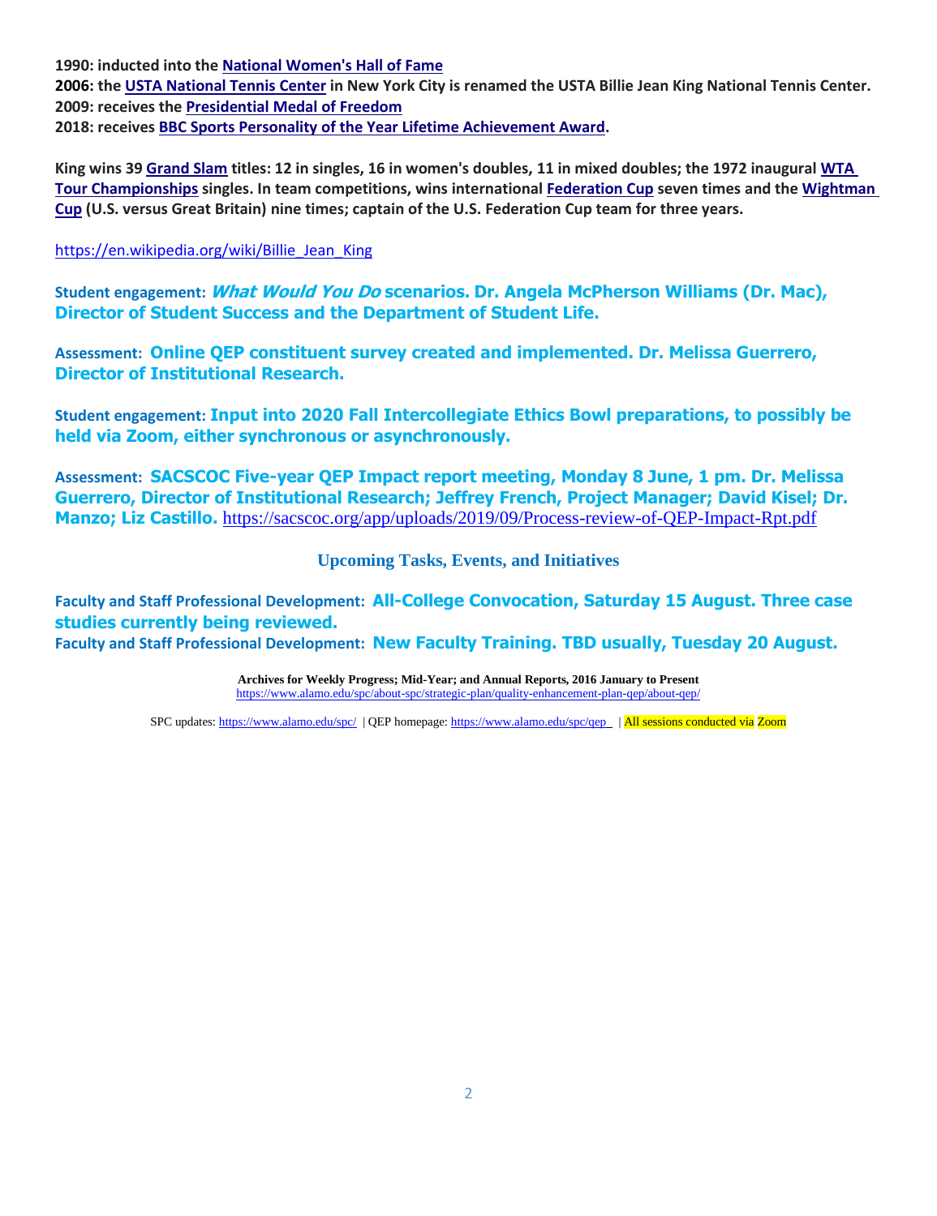**1990: inducted into the [National Women's Hall of Fame](#)**
**2006: the [USTA National Tennis Center](#) in New York City is renamed the USTA Billie Jean King National Tennis Center.**
**2009: receives the [Presidential Medal of Freedom](#)**
**2018: receives [BBC Sports Personality of the Year Lifetime Achievement Award](#).**

**King wins 39 [Grand Slam](#) titles: 12 in singles, 16 in women's doubles, 11 in mixed doubles; the 1972 inaugural [WTA Tour Championships](#) singles. In team competitions, wins international [Federation Cup](#) seven times and the [Wightman Cup](#) (U.S. versus Great Britain) nine times; captain of the U.S. Federation Cup team for three years.**

https://en.wikipedia.org/wiki/Billie_Jean_King

**Student engagement: *What Would You Do* scenarios. Dr. Angela McPherson Williams (Dr. Mac), Director of Student Success and the Department of Student Life.**

**Assessment: Online QEP constituent survey created and implemented. Dr. Melissa Guerrero, Director of Institutional Research.**

**Student engagement: Input into 2020 Fall Intercollegiate Ethics Bowl preparations, to possibly be held via Zoom, either synchronous or asynchronously.**

**Assessment: SACSCOC Five-year QEP Impact report meeting, Monday 8 June, 1 pm. Dr. Melissa Guerrero, Director of Institutional Research; Jeffrey French, Project Manager; David Kisel; Dr. Manzo; Liz Castillo.** https://sacscoc.org/app/uploads/2019/09/Process-review-of-QEP-Impact-Rpt.pdf

## Upcoming Tasks, Events, and Initiatives

**Faculty and Staff Professional Development: All-College Convocation, Saturday 15 August. Three case studies currently being reviewed.**
**Faculty and Staff Professional Development: New Faculty Training. TBD usually, Tuesday 20 August.**

**Archives for Weekly Progress; Mid-Year; and Annual Reports, 2016 January to Present**
https://www.alamo.edu/spc/about-spc/strategic-plan/quality-enhancement-plan-qep/about-qep/

SPC updates: https://www.alamo.edu/spc/ | QEP homepage: https://www.alamo.edu/spc/qep | All sessions conducted via Zoom